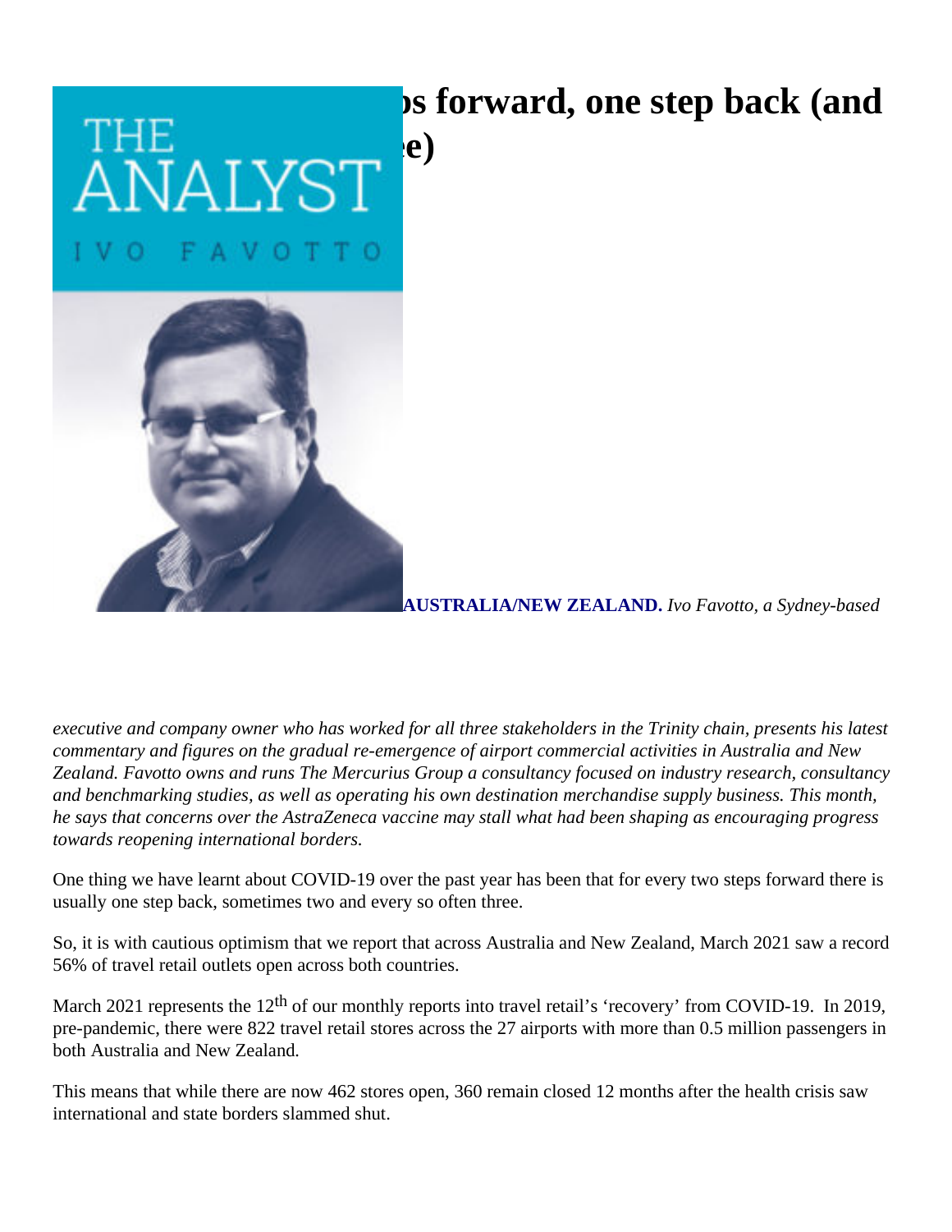# ...s forward, one step back (and ...e)

**AUSTRALIA/NEW ZEALAND.** *Ivo Favotto, a Sydney-based executive and company owner who has worked for all three stakeholders in the Trinity chain, presents his latest commentary and figures on the gradual re-emergence of airport commercial activities in Australia and New Zealand. Favotto owns and runs The Mercurius Group a consultancy focused on industry research, consultancy and benchmarking studies, as well as operating his own destination merchandise supply business. This month, he says that concerns over the AstraZeneca vaccine may stall what had been shaping as encouraging progress towards reopening international borders.*

One thing we have learnt about COVID-19 over the past year has been that for every two steps forward there is usually one step back, sometimes two and every so often three.

So, it is with cautious optimism that we report that across Australia and New Zealand, March 2021 saw a record 56% of travel retail outlets open across both countries.

March 2021 represents the 12th of our monthly reports into travel retail's 'recovery' from COVID-19. In 2019, pre-pandemic, there were 822 travel retail stores across the 27 airports with more than 0.5 million passengers in both Australia and New Zealand.

This means that while there are now 462 stores open, 360 remain closed 12 months after the health crisis saw international and state borders slammed shut.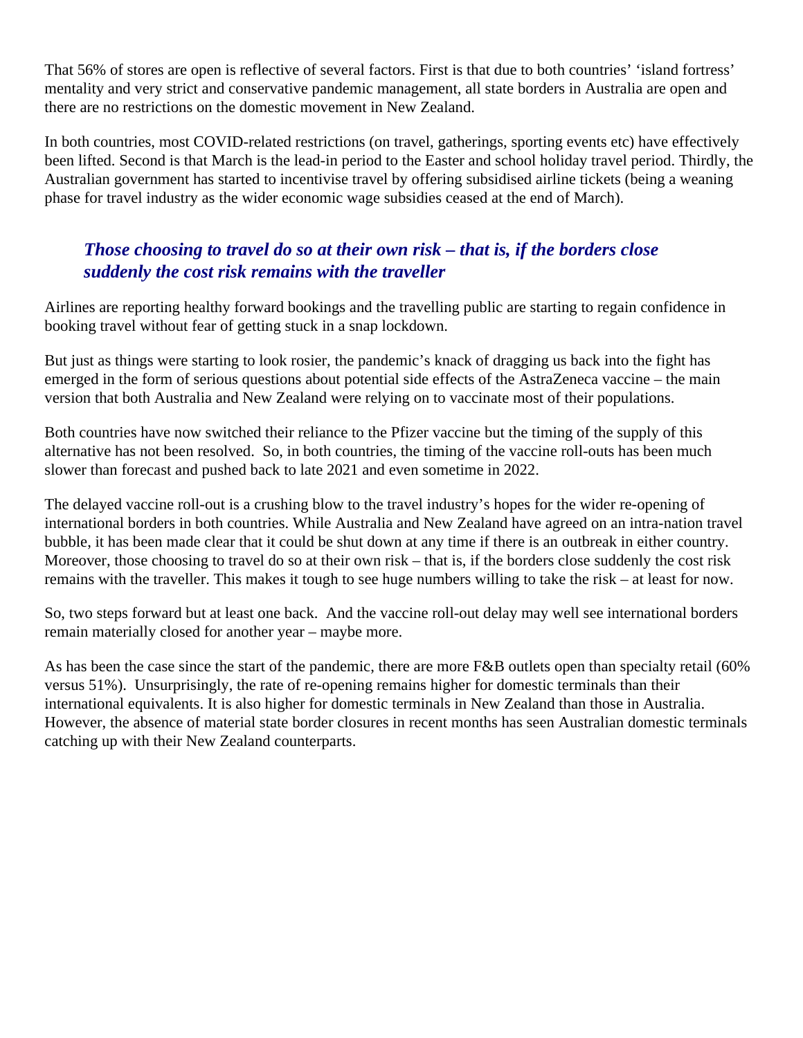That 56% of stores are open is reflective of several factors. First is that due to both countries' 'island fortress' mentality and very strict and conservative pandemic management, all state borders in Australia are open and there are no restrictions on the domestic movement in New Zealand.

In both countries, most COVID-related restrictions (on travel, gatherings, sporting events etc) have effectively been lifted. Second is that March is the lead-in period to the Easter and school holiday travel period. Thirdly, the Australian government has started to incentivise travel by offering subsidised airline tickets (being a weaning phase for travel industry as the wider economic wage subsidies ceased at the end of March).

> ***Those choosing to travel do so at their own risk – that is, if the borders close suddenly the cost risk remains with the traveller***

Airlines are reporting healthy forward bookings and the travelling public are starting to regain confidence in booking travel without fear of getting stuck in a snap lockdown.

But just as things were starting to look rosier, the pandemic's knack of dragging us back into the fight has emerged in the form of serious questions about potential side effects of the AstraZeneca vaccine – the main version that both Australia and New Zealand were relying on to vaccinate most of their populations.

Both countries have now switched their reliance to the Pfizer vaccine but the timing of the supply of this alternative has not been resolved. So, in both countries, the timing of the vaccine roll-outs has been much slower than forecast and pushed back to late 2021 and even sometime in 2022.

The delayed vaccine roll-out is a crushing blow to the travel industry's hopes for the wider re-opening of international borders in both countries. While Australia and New Zealand have agreed on an intra-nation travel bubble, it has been made clear that it could be shut down at any time if there is an outbreak in either country. Moreover, those choosing to travel do so at their own risk – that is, if the borders close suddenly the cost risk remains with the traveller. This makes it tough to see huge numbers willing to take the risk – at least for now.

So, two steps forward but at least one back. And the vaccine roll-out delay may well see international borders remain materially closed for another year – maybe more.

As has been the case since the start of the pandemic, there are more F&B outlets open than specialty retail (60% versus 51%). Unsurprisingly, the rate of re-opening remains higher for domestic terminals than their international equivalents. It is also higher for domestic terminals in New Zealand than those in Australia. However, the absence of material state border closures in recent months has seen Australian domestic terminals catching up with their New Zealand counterparts.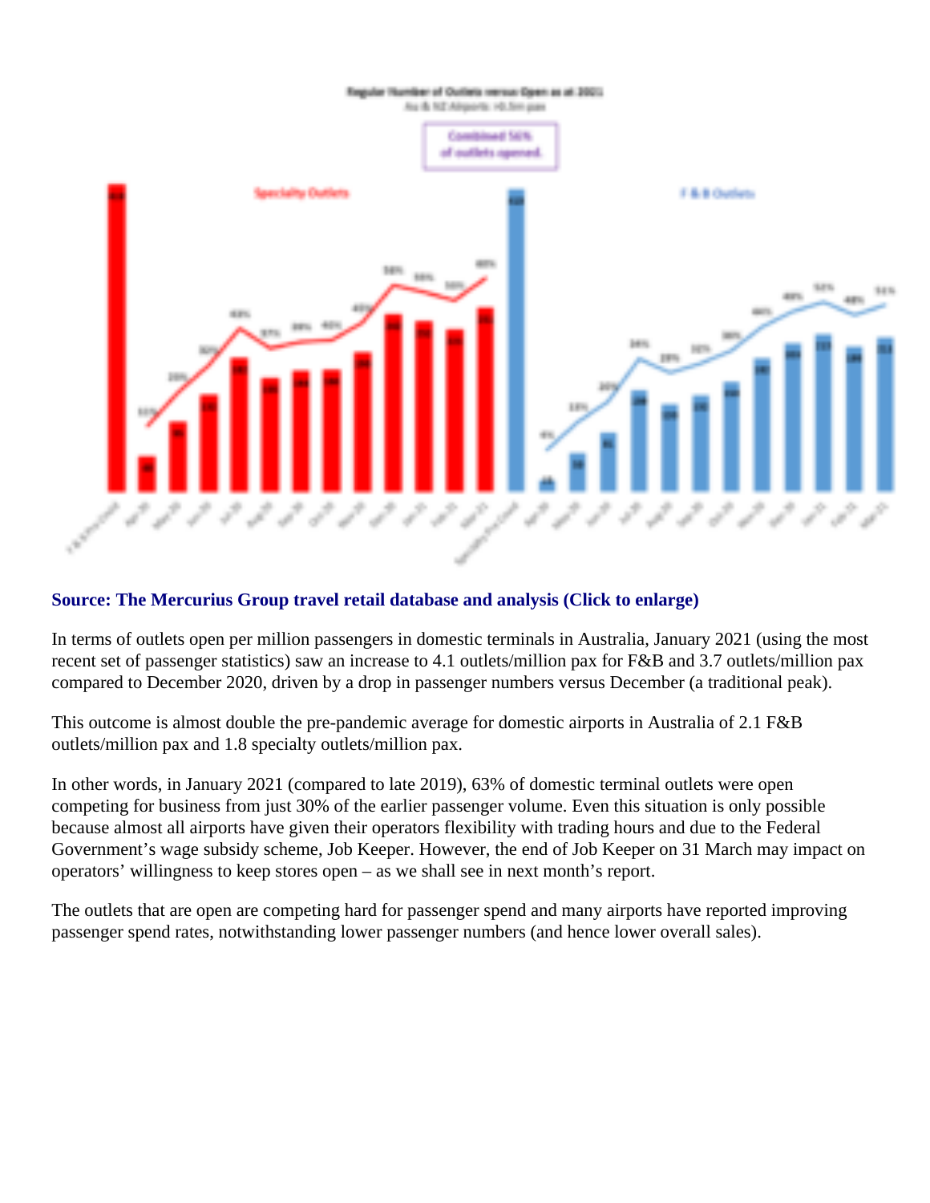**Source: The Mercurius Group travel retail database and analysis (Click to enlarge)**

In terms of outlets open per million passengers in domestic terminals in Australia, January 2021 (using the most recent set of passenger statistics) saw an increase to 4.1 outlets/million pax for F&B and 3.7 outlets/million pax compared to December 2020, driven by a drop in passenger numbers versus December (a traditional peak).

This outcome is almost double the pre-pandemic average for domestic airports in Australia of 2.1 F&B outlets/million pax and 1.8 specialty outlets/million pax.

In other words, in January 2021 (compared to late 2019), 63% of domestic terminal outlets were open competing for business from just 30% of the earlier passenger volume. Even this situation is only possible because almost all airports have given their operators flexibility with trading hours and due to the Federal Government's wage subsidy scheme, Job Keeper. However, the end of Job Keeper on 31 March may impact on operators' willingness to keep stores open – as we shall see in next month's report.

The outlets that are open are competing hard for passenger spend and many airports have reported improving passenger spend rates, notwithstanding lower passenger numbers (and hence lower overall sales).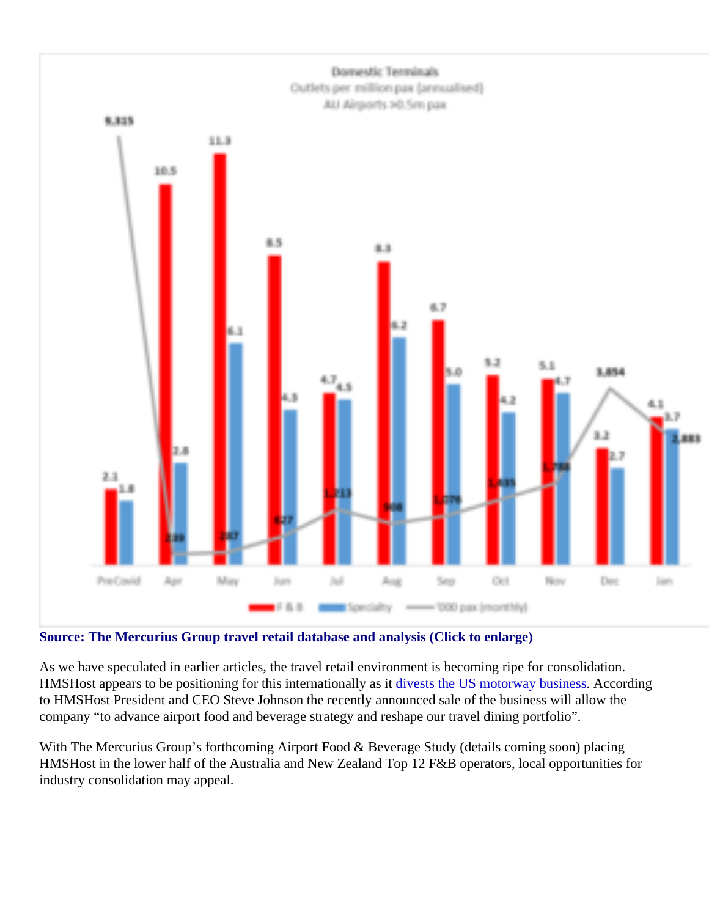**Domestic Terminals**
Outlets per million pax (annualised)
AU Airports >0.5m pax

| | PreCovid | Apr | May | Jun | Jul | Aug | Sep | Oct | Nov | Dec | Jan |
|---|---|---|---|---|---|---|---|---|---|---|---|
| F & B | 2.1 | 10.5 | 11.3 | 8.5 | 4.7 | 8.3 | 6.7 | 5.2 | 5.1 | 3.2 | 4.1 |
| Specialty | 1.8 | 2.8 | 6.1 | 4.3 | 4.5 | 6.2 | 5.0 | 4.2 | 4.7 | 2.7 | 3.7 |
| '000 pax (monthly) | 9,315 | 239 | 267 | 627 | 1,213 | 908 | 1,076 | 1,435 | 1,788 | 3,854 | 2,883 |

**Source: The Mercurius Group travel retail database and analysis (Click to enlarge)**

As we have speculated in earlier articles, the travel retail environment is becoming ripe for consolidation. HMSHost appears to be positioning for this internationally as it divests the US motorway business. According to HMSHost President and CEO Steve Johnson the recently announced sale of the business will allow the company "to advance airport food and beverage strategy and reshape our travel dining portfolio".

With The Mercurius Group's forthcoming Airport Food & Beverage Study (details coming soon) placing HMSHost in the lower half of the Australia and New Zealand Top 12 F&B operators, local opportunities for industry consolidation may appeal.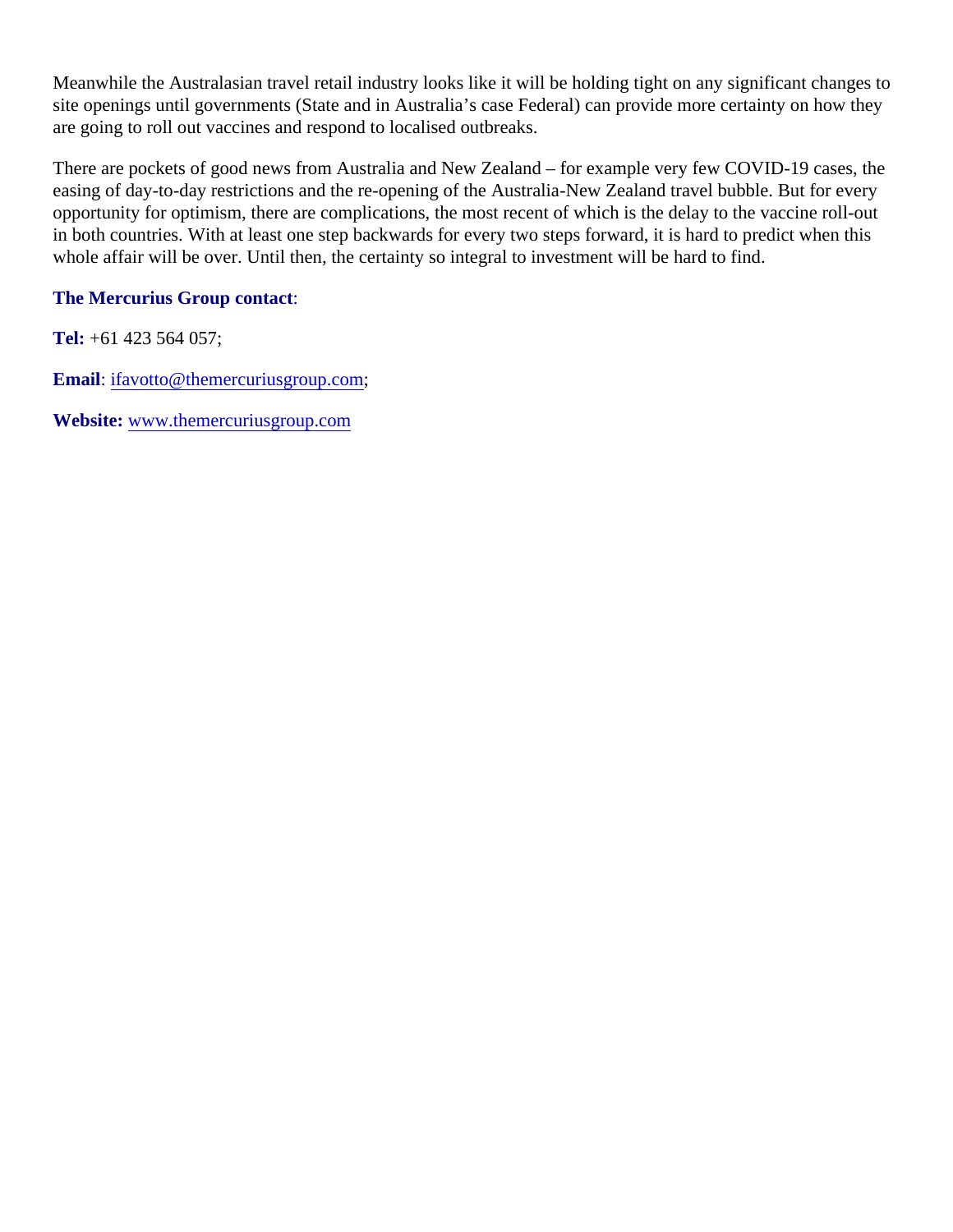Meanwhile the Australasian travel retail industry looks like it will be holding tight on any significant changes to site openings until governments (State and in Australia's case Federal) can provide more certainty on how they are going to roll out vaccines and respond to localised outbreaks.

There are pockets of good news from Australia and New Zealand – for example very few COVID-19 cases, the easing of day-to-day restrictions and the re-opening of the Australia-New Zealand travel bubble. But for every opportunity for optimism, there are complications, the most recent of which is the delay to the vaccine roll-out in both countries. With at least one step backwards for every two steps forward, it is hard to predict when this whole affair will be over. Until then, the certainty so integral to investment will be hard to find.

**The Mercurius Group contact**:

**Tel:** +61 423 564 057;

**Email**: ifavotto@themercuriusgroup.com;

**Website:** www.themercuriusgroup.com